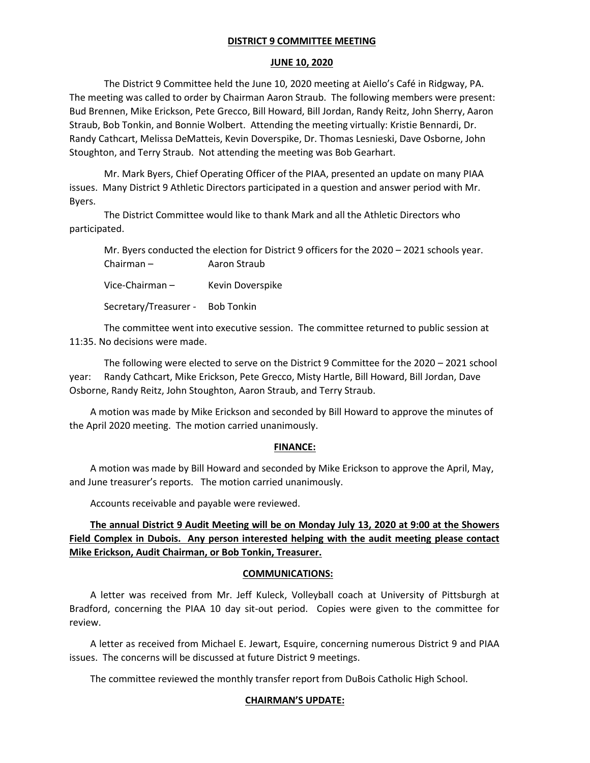**DISTRICT 9 COMMITTEE MEETING**

**JUNE 10, 2020**

The District 9 Committee held the June 10, 2020 meeting at Aiello's Café in Ridgway, PA. The meeting was called to order by Chairman Aaron Straub. The following members were present: Bud Brennen, Mike Erickson, Pete Grecco, Bill Howard, Bill Jordan, Randy Reitz, John Sherry, Aaron Straub, Bob Tonkin, and Bonnie Wolbert. Attending the meeting virtually: Kristie Bennardi, Dr. Randy Cathcart, Melissa DeMatteis, Kevin Doverspike, Dr. Thomas Lesnieski, Dave Osborne, John Stoughton, and Terry Straub. Not attending the meeting was Bob Gearhart.

Mr. Mark Byers, Chief Operating Officer of the PIAA, presented an update on many PIAA issues. Many District 9 Athletic Directors participated in a question and answer period with Mr. Byers.

The District Committee would like to thank Mark and all the Athletic Directors who participated.

Mr. Byers conducted the election for District 9 officers for the 2020 – 2021 schools year.

Chairman – Aaron Straub

Vice-Chairman – Kevin Doverspike

Secretary/Treasurer - Bob Tonkin

The committee went into executive session. The committee returned to public session at 11:35. No decisions were made.

The following were elected to serve on the District 9 Committee for the 2020 – 2021 school year: Randy Cathcart, Mike Erickson, Pete Grecco, Misty Hartle, Bill Howard, Bill Jordan, Dave Osborne, Randy Reitz, John Stoughton, Aaron Straub, and Terry Straub.

A motion was made by Mike Erickson and seconded by Bill Howard to approve the minutes of the April 2020 meeting. The motion carried unanimously.

**FINANCE:**

A motion was made by Bill Howard and seconded by Mike Erickson to approve the April, May, and June treasurer's reports. The motion carried unanimously.

Accounts receivable and payable were reviewed.

**The annual District 9 Audit Meeting will be on Monday July 13, 2020 at 9:00 at the Showers Field Complex in Dubois. Any person interested helping with the audit meeting please contact Mike Erickson, Audit Chairman, or Bob Tonkin, Treasurer.**

**COMMUNICATIONS:**

A letter was received from Mr. Jeff Kuleck, Volleyball coach at University of Pittsburgh at Bradford, concerning the PIAA 10 day sit-out period. Copies were given to the committee for review.

A letter as received from Michael E. Jewart, Esquire, concerning numerous District 9 and PIAA issues. The concerns will be discussed at future District 9 meetings.

The committee reviewed the monthly transfer report from DuBois Catholic High School.

**CHAIRMAN'S UPDATE:**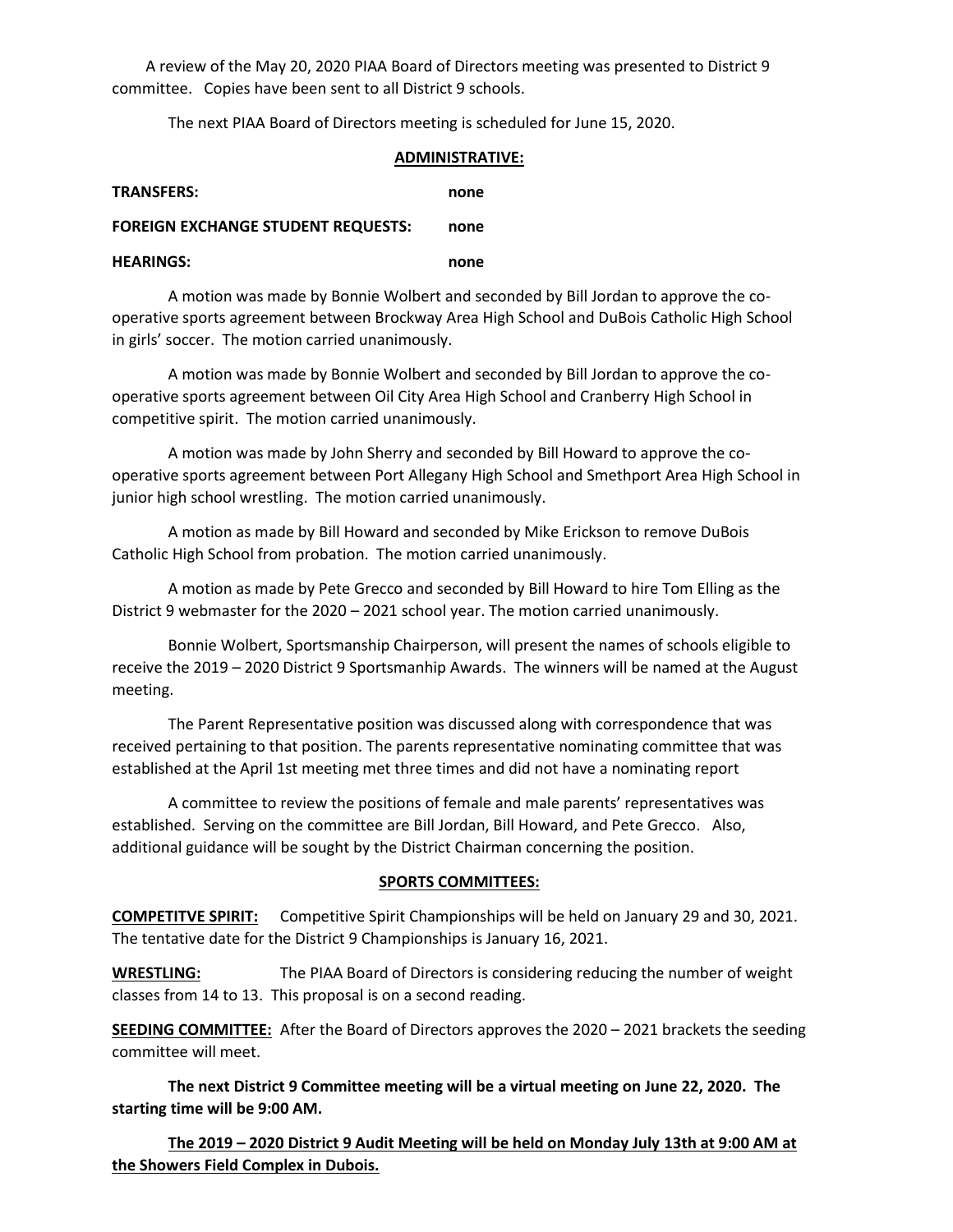A review of the May 20, 2020 PIAA Board of Directors meeting was presented to District 9 committee. Copies have been sent to all District 9 schools.

The next PIAA Board of Directors meeting is scheduled for June 15, 2020.

**ADMINISTRATIVE:**

**TRANSFERS:** **none**

**FOREIGN EXCHANGE STUDENT REQUESTS:** **none**

**HEARINGS:** **none**

A motion was made by Bonnie Wolbert and seconded by Bill Jordan to approve the co-operative sports agreement between Brockway Area High School and DuBois Catholic High School in girls' soccer. The motion carried unanimously.

A motion was made by Bonnie Wolbert and seconded by Bill Jordan to approve the co-operative sports agreement between Oil City Area High School and Cranberry High School in competitive spirit. The motion carried unanimously.

A motion was made by John Sherry and seconded by Bill Howard to approve the co-operative sports agreement between Port Allegany High School and Smethport Area High School in junior high school wrestling. The motion carried unanimously.

A motion as made by Bill Howard and seconded by Mike Erickson to remove DuBois Catholic High School from probation. The motion carried unanimously.

A motion as made by Pete Grecco and seconded by Bill Howard to hire Tom Elling as the District 9 webmaster for the 2020 – 2021 school year. The motion carried unanimously.

Bonnie Wolbert, Sportsmanship Chairperson, will present the names of schools eligible to receive the 2019 – 2020 District 9 Sportsmanhip Awards. The winners will be named at the August meeting.

The Parent Representative position was discussed along with correspondence that was received pertaining to that position. The parents representative nominating committee that was established at the April 1st meeting met three times and did not have a nominating report

A committee to review the positions of female and male parents' representatives was established. Serving on the committee are Bill Jordan, Bill Howard, and Pete Grecco. Also, additional guidance will be sought by the District Chairman concerning the position.

**SPORTS COMMITTEES:**

**COMPETITVE SPIRIT:** Competitive Spirit Championships will be held on January 29 and 30, 2021. The tentative date for the District 9 Championships is January 16, 2021.

**WRESTLING:** The PIAA Board of Directors is considering reducing the number of weight classes from 14 to 13. This proposal is on a second reading.

**SEEDING COMMITTEE:** After the Board of Directors approves the 2020 – 2021 brackets the seeding committee will meet.

**The next District 9 Committee meeting will be a virtual meeting on June 22, 2020. The starting time will be 9:00 AM.**

**The 2019 – 2020 District 9 Audit Meeting will be held on Monday July 13th at 9:00 AM at the Showers Field Complex in Dubois.**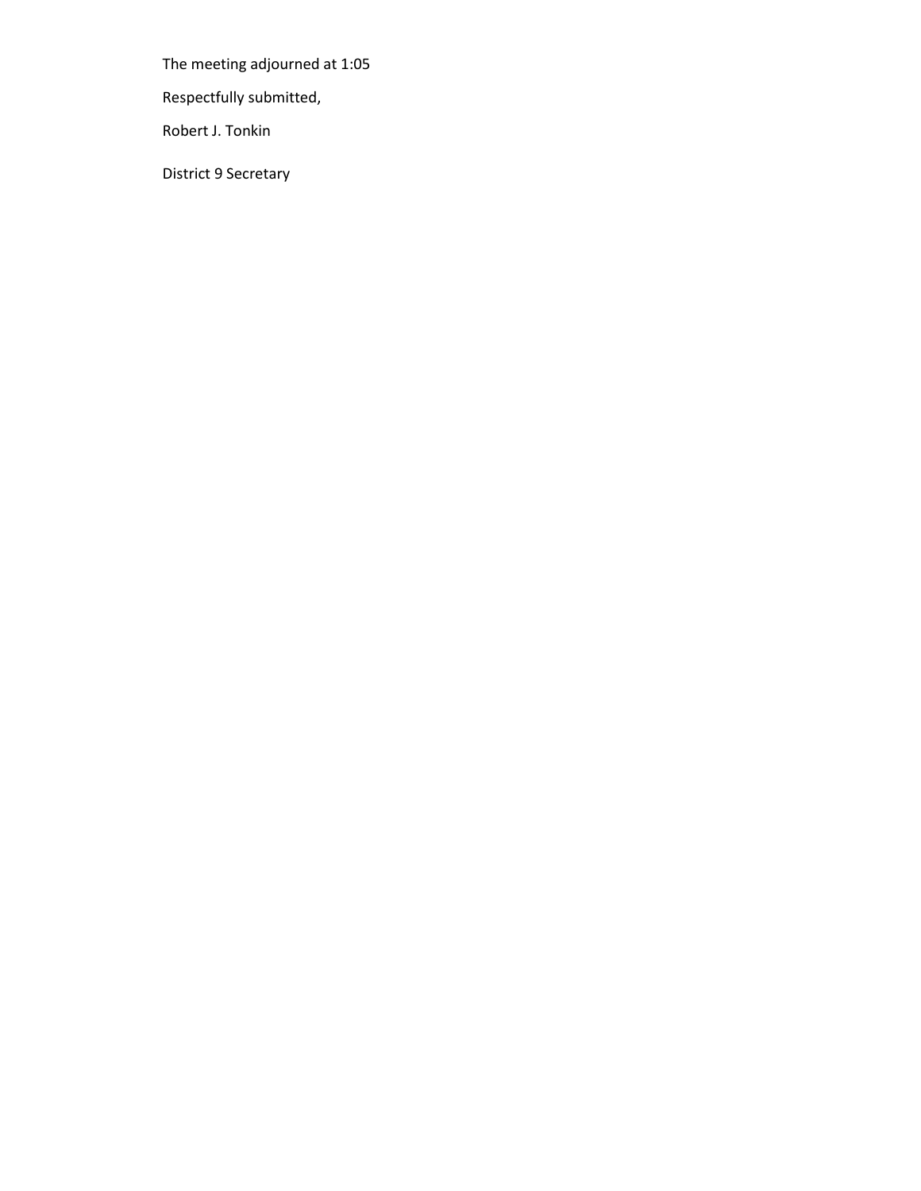The meeting adjourned at 1:05

Respectfully submitted,

Robert J. Tonkin

District 9 Secretary